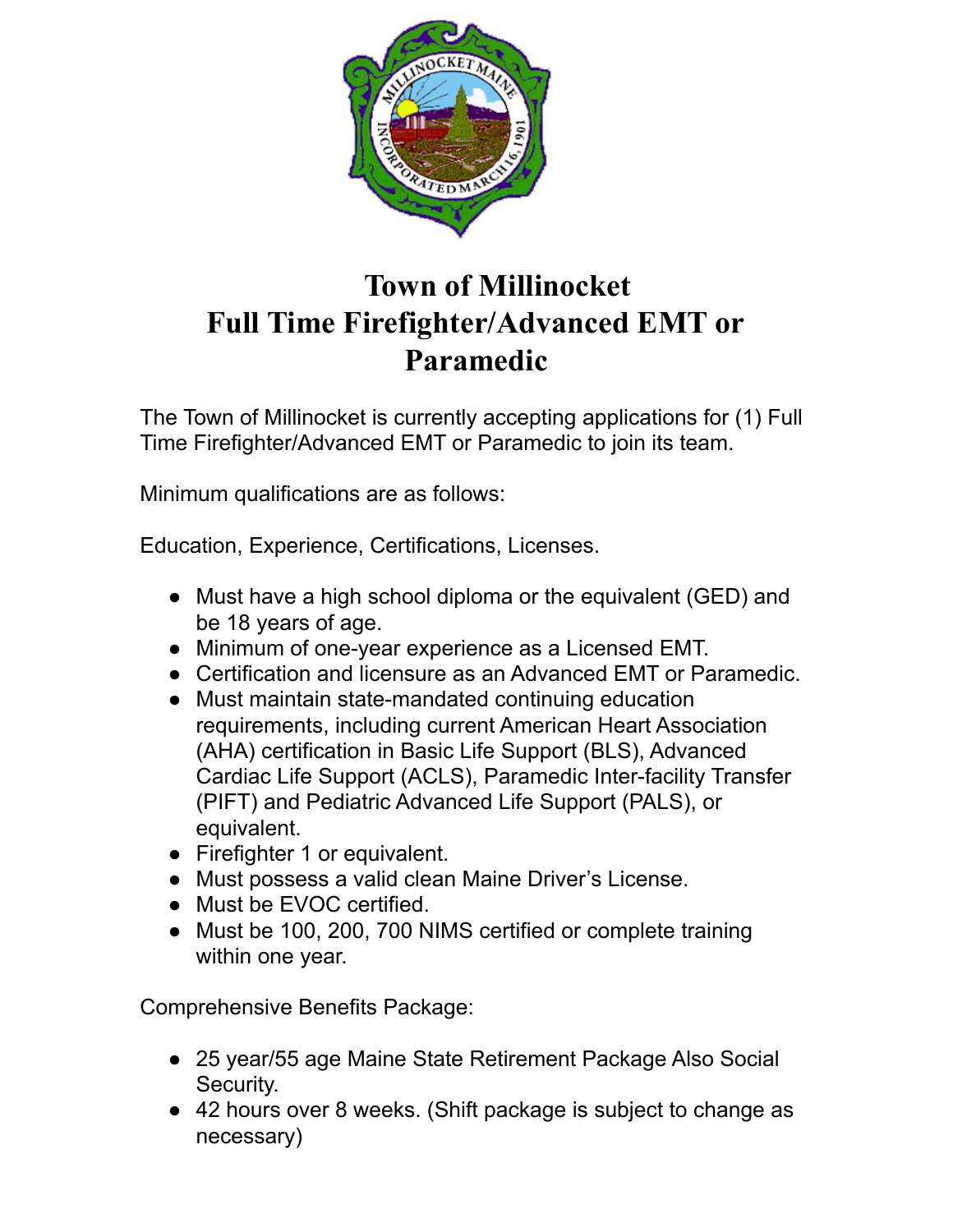# Town of Millinocket
# Full Time Firefighter/Advanced EMT or Paramedic

The Town of Millinocket is currently accepting applications for (1) Full Time Firefighter/Advanced EMT or Paramedic to join its team.

Minimum qualifications are as follows:

Education, Experience, Certifications, Licenses.

- Must have a high school diploma or the equivalent (GED) and be 18 years of age.
- Minimum of one-year experience as a Licensed EMT.
- Certification and licensure as an Advanced EMT or Paramedic.
- Must maintain state-mandated continuing education requirements, including current American Heart Association (AHA) certification in Basic Life Support (BLS), Advanced Cardiac Life Support (ACLS), Paramedic Inter-facility Transfer (PIFT) and Pediatric Advanced Life Support (PALS), or equivalent.
- Firefighter 1 or equivalent.
- Must possess a valid clean Maine Driver's License.
- Must be EVOC certified.
- Must be 100, 200, 700 NIMS certified or complete training within one year.

Comprehensive Benefits Package:

- 25 year/55 age Maine State Retirement Package Also Social Security.
- 42 hours over 8 weeks. (Shift package is subject to change as necessary)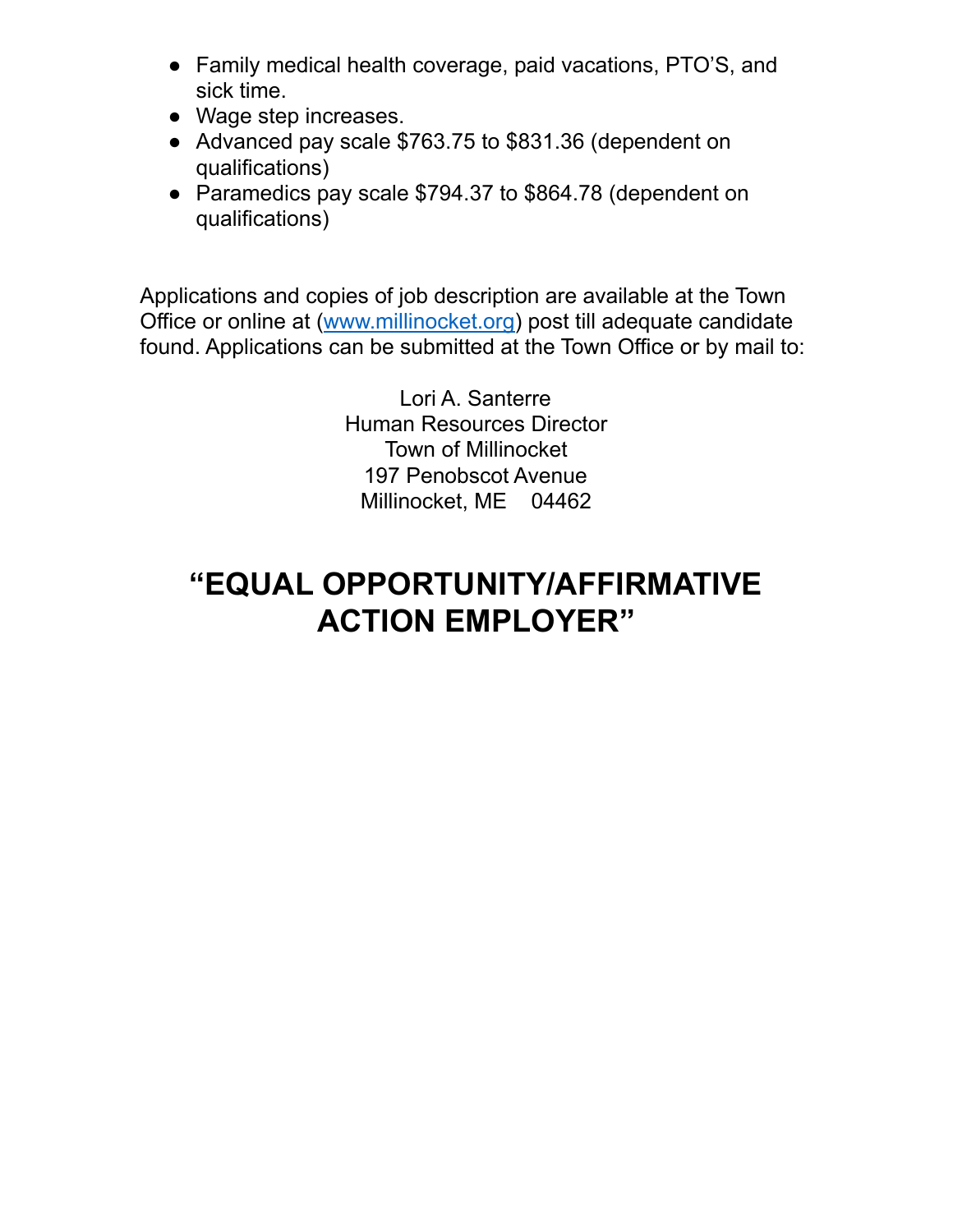- Family medical health coverage, paid vacations, PTO'S, and sick time.
- Wage step increases.
- Advanced pay scale $763.75 to $831.36 (dependent on qualifications)
- Paramedics pay scale $794.37 to $864.78 (dependent on qualifications)

Applications and copies of job description are available at the Town Office or online at (www.millinocket.org) post till adequate candidate found. Applications can be submitted at the Town Office or by mail to:

Lori A. Santerre
Human Resources Director
Town of Millinocket
197 Penobscot Avenue
Millinocket, ME 04462

# "EQUAL OPPORTUNITY/AFFIRMATIVE ACTION EMPLOYER"